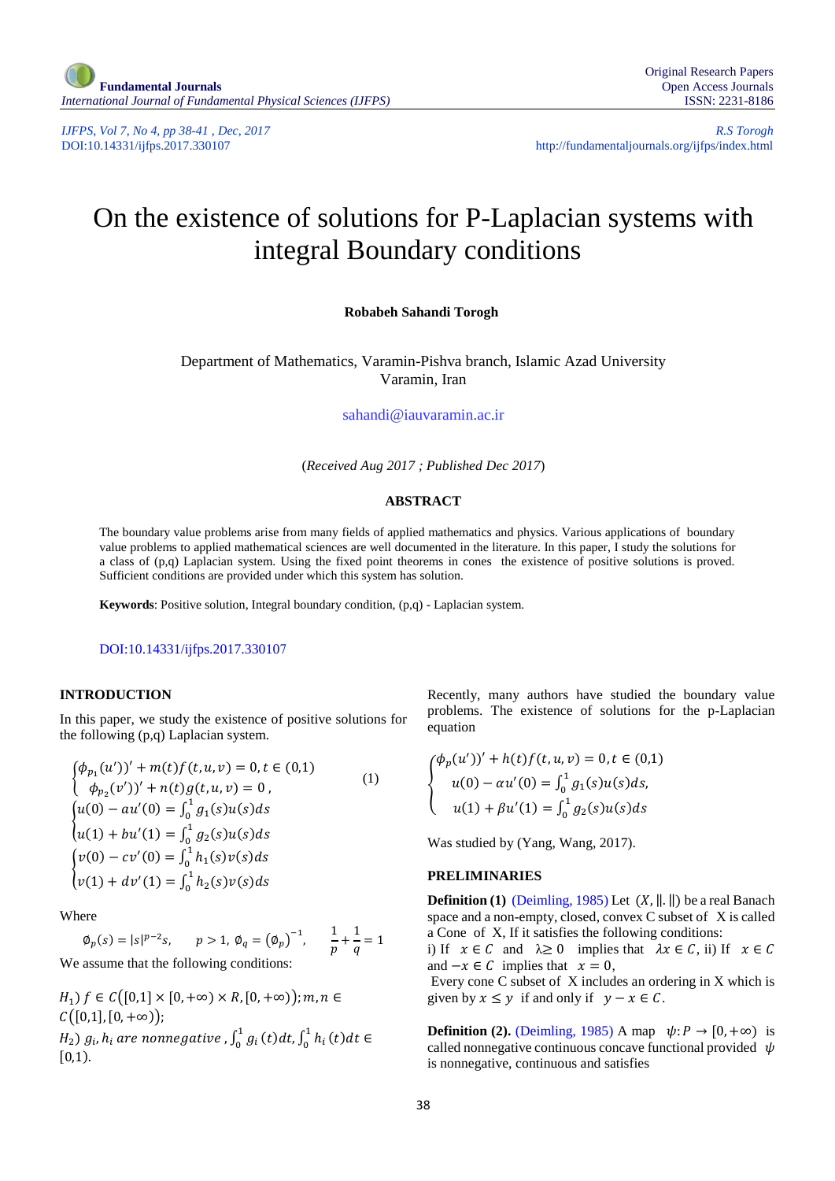Fundamental Journals
International Journal of Fundamental Physical Sciences (IJFPS)

Original Research Papers
Open Access Journals
ISSN: 2231-8186

IJFPS, Vol 7, No 4, pp 38-41 , Dec, 2017
DOI:10.14331/ijfps.2017.330107

R.S Torogh
http://fundamentaljournals.org/ijfps/index.html

# On the existence of solutions for P-Laplacian systems with integral Boundary conditions

**Robabeh Sahandi Torogh**

Department of Mathematics, Varamin-Pishva branch, Islamic Azad University
Varamin, Iran

sahandi@iauvaramin.ac.ir

(*Received Aug 2017 ; Published Dec 2017*)

## ABSTRACT

The boundary value problems arise from many fields of applied mathematics and physics. Various applications of boundary value problems to applied mathematical sciences are well documented in the literature. In this paper, I study the solutions for a class of (p,q) Laplacian system. Using the fixed point theorems in cones the existence of positive solutions is proved. Sufficient conditions are provided under which this system has solution.

**Keywords**: Positive solution, Integral boundary condition, (p,q) - Laplacian system.

DOI:10.14331/ijfps.2017.330107

## INTRODUCTION

In this paper, we study the existence of positive solutions for the following (p,q) Laplacian system.

$$
\begin{cases}
\phi_{p_1}(u'))' + m(t)f(t,u,v) = 0, t \in (0,1) \\
\ \phi_{p_2}(v'))' + n(t)g(t,u,v) = 0\,,
\end{cases}
\quad (1)
$$

$$
\begin{cases}
u(0) - au'(0) = \int_0^1 g_1(s)u(s)ds \\
u(1) + bu'(1) = \int_0^1 g_2(s)u(s)ds
\end{cases}
$$

$$
\begin{cases}
v(0) - cv'(0) = \int_0^1 h_1(s)v(s)ds \\
v(1) + dv'(1) = \int_0^1 h_2(s)v(s)ds
\end{cases}
$$

Where

$$\emptyset_p(s) = |s|^{p-2}s, \qquad p > 1,\ \emptyset_q = (\emptyset_p)^{-1}, \qquad \frac{1}{p} + \frac{1}{q} = 1$$

We assume that the following conditions:

$H_1)$ $f \in C([0,1] \times [0,+\infty) \times R, [0,+\infty)); m, n \in C([0,1],[0,+\infty))$;

$H_2)$ $g_i, h_i$ *are nonnegative*, $\int_0^1 g_i(t)dt, \int_0^1 h_i(t)dt \in [0,1)$.

Recently, many authors have studied the boundary value problems. The existence of solutions for the p-Laplacian equation

$$
\begin{cases}
\phi_p(u'))' + h(t)f(t,u,v) = 0, t \in (0,1) \\
\quad u(0) - \alpha u'(0) = \int_0^1 g_1(s)u(s)ds, \\
\quad u(1) + \beta u'(1) = \int_0^1 g_2(s)u(s)ds
\end{cases}
$$

Was studied by (Yang, Wang, 2017).

## PRELIMINARIES

**Definition (1)** (Deimling, 1985) Let $(X, \|.\|)$ be a real Banach space and a non-empty, closed, convex C subset of X is called a Cone of X, If it satisfies the following conditions:
i) If $x \in C$ and $\lambda \geq 0$ implies that $\lambda x \in C$, ii) If $x \in C$ and $-x \in C$ implies that $x = 0$,
Every cone C subset of X includes an ordering in X which is given by $x \leq y$ if and only if $y - x \in C$.

**Definition (2).** (Deimling, 1985) A map $\psi: P \to [0,+\infty)$ is called nonnegative continuous concave functional provided $\psi$ is nonnegative, continuous and satisfies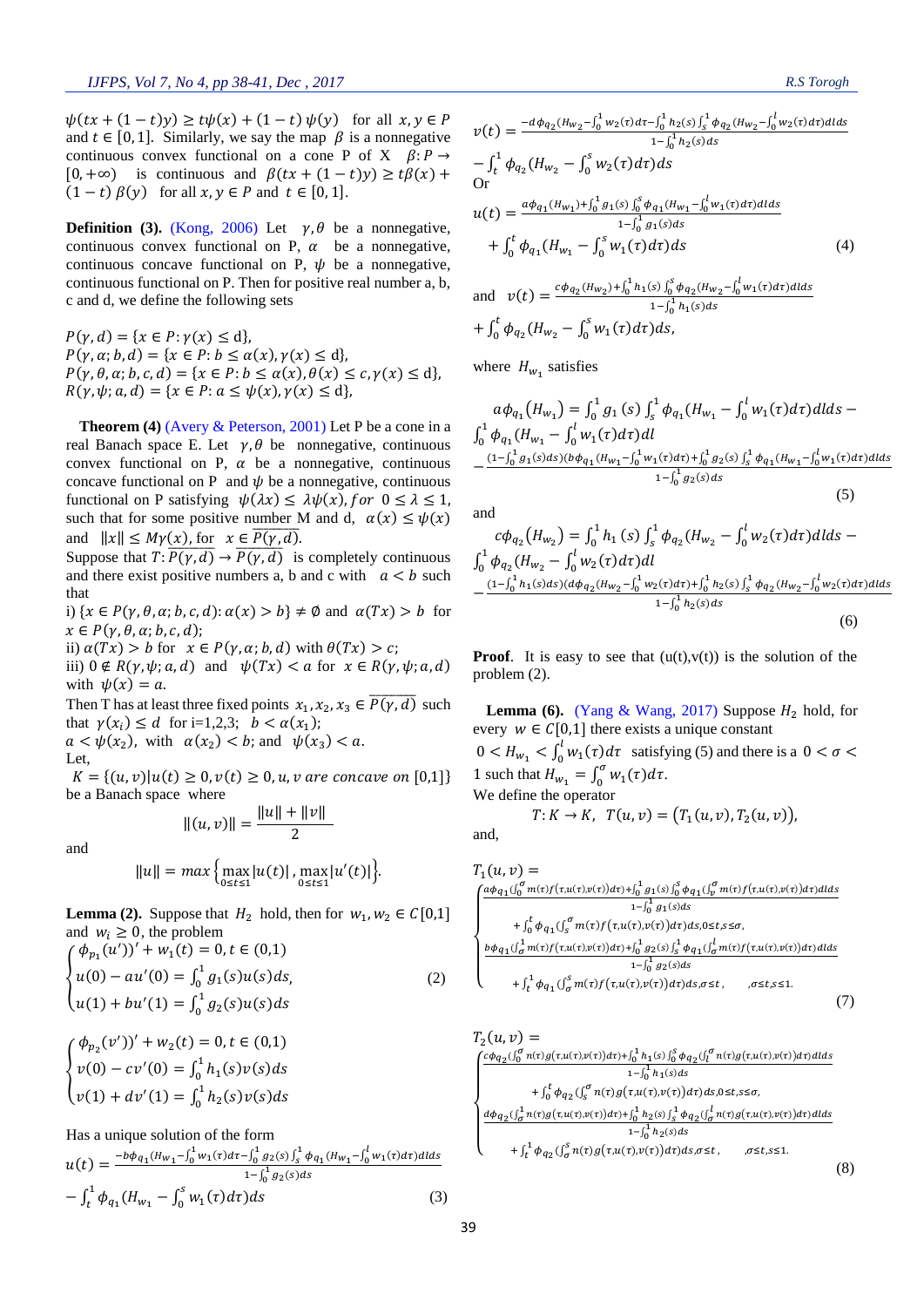$\psi(tx + (1-t)y) \geq t\psi(x) + (1-t)\,\psi(y)$ for all $x, y \in P$ and $t \in [0,1]$. Similarly, we say the map $\beta$ is a nonnegative continuous convex functional on a cone P of X $\beta: P \to [0, +\infty)$ is continuous and $\beta(tx + (1-t)y) \leq t\beta(x) + (1-t)\,\beta(y)$ for all $x, y \in P$ and $t \in [0,1]$.

**Definition (3).** (Kong, 2006) Let $\gamma, \theta$ be a nonnegative, continuous convex functional on P, $\alpha$ be a nonnegative, continuous concave functional on P, $\psi$ be a nonnegative, continuous functional on P. Then for positive real number a, b, c and d, we define the following sets

$P(\gamma, d) = \{x \in P: \gamma(x) \leq \mathrm{d}\}$,
$P(\gamma, \alpha; b, d) = \{x \in P: b \leq \alpha(x), \gamma(x) \leq \mathrm{d}\}$,
$P(\gamma, \theta, \alpha; b, c, d) = \{x \in P: b \leq \alpha(x), \theta(x) \leq c, \gamma(x) \leq \mathrm{d}\}$,
$R(\gamma, \psi; a, d) = \{x \in P: a \leq \psi(x), \gamma(x) \leq \mathrm{d}\}$,

**Theorem (4)** (Avery & Peterson, 2001) Let P be a cone in a real Banach space E. Let $\gamma, \theta$ be nonnegative, continuous convex functional on P, $\alpha$ be a nonnegative, continuous concave functional on P and $\psi$ be a nonnegative, continuous functional on P satisfying $\psi(\lambda x) \leq \lambda\psi(x), for\ 0 \leq \lambda \leq 1$, such that for some positive number M and d, $\alpha(x) \leq \psi(x)$ and $\|x\| \leq M\gamma(x)$, for $x \in \overline{P(\gamma, d)}$.
Suppose that $T: \overline{P(\gamma, d)} \to \overline{P(\gamma, d)}$ is completely continuous and there exist positive numbers a, b and c with $a < b$ such that
i) $\{x \in P(\gamma, \theta, \alpha; b, c, d): \alpha(x) > b\} \neq \emptyset$ and $\alpha(Tx) > b$ for $x \in P(\gamma, \theta, \alpha; b, c, d)$;
ii) $\alpha(Tx) > b$ for $x \in P(\gamma, \alpha; b, d)$ with $\theta(Tx) > c$;
iii) $0 \notin R(\gamma, \psi; a, d)$ and $\psi(Tx) < a$ for $x \in R(\gamma, \psi; a, d)$ with $\psi(x) = a$.
Then T has at least three fixed points $x_1, x_2, x_3 \in \overline{P(\gamma, d)}$ such that $\gamma(x_i) \leq d$ for i=1,2,3; $b < \alpha(x_1)$;
$a < \psi(x_2)$, with $\alpha(x_2) < b$; and $\psi(x_3) < a$.
Let,
$K = \{(u, v) | u(t) \geq 0, v(t) \geq 0, u, v\ \mathit{are\ concave\ on}\ [0,1]\}$
be a Banach space where

$$\|(u, v)\| = \frac{\|u\| + \|v\|}{2}$$

and

$$\|u\| = max\left\{\max_{0 \leq t \leq 1}|u(t)|, \max_{0 \leq t \leq 1}|u'(t)|\right\}.$$

**Lemma (2).** Suppose that $H_2$ hold, then for $w_1, w_2 \in C[0,1]$ and $w_i \geq 0$, the problem

$$\begin{cases} \phi_{p_1}(u'))' + w_1(t) = 0, t \in (0,1) \\ u(0) - au'(0) = \int_0^1 g_1(s)u(s)ds, \\ u(1) + bu'(1) = \int_0^1 g_2(s)u(s)ds \end{cases} \tag{2}$$

$$\begin{cases} \phi_{p_2}(v'))' + w_2(t) = 0, t \in (0,1) \\ v(0) - cv'(0) = \int_0^1 h_1(s)v(s)ds \\ v(1) + dv'(1) = \int_0^1 h_2(s)v(s)ds \end{cases}$$

Has a unique solution of the form

$$u(t) = \frac{-b\phi_{q_1}(H_{w_1} - \int_0^1 w_1(\tau)d\tau - \int_0^1 g_2(s)\int_s^1 \phi_{q_1}(H_{w_1} - \int_0^l w_1(\tau)d\tau)dlds}{1 - \int_0^1 g_2(s)ds} - \int_t^1 \phi_{q_1}(H_{w_1} - \int_0^s w_1(\tau)d\tau)ds \tag{3}$$

$$v(t) = \frac{-d\phi_{q_2}(H_{w_2} - \int_0^1 w_2(\tau)d\tau - \int_0^1 h_2(s)\int_s^1 \phi_{q_2}(H_{w_2} - \int_0^l w_2(\tau)d\tau)dlds}{1 - \int_0^1 h_2(s)ds} - \int_t^1 \phi_{q_2}(H_{w_2} - \int_0^s w_2(\tau)d\tau)ds$$

Or

$$u(t) = \frac{a\phi_{q_1}(H_{w_1}) + \int_0^1 g_1(s)\int_0^s \phi_{q_1}(H_{w_1} - \int_0^l w_1(\tau)d\tau)dlds}{1 - \int_0^1 g_1(s)ds} + \int_0^t \phi_{q_1}(H_{w_1} - \int_0^s w_1(\tau)d\tau)ds \tag{4}$$

and

$$v(t) = \frac{c\phi_{q_2}(H_{w_2}) + \int_0^1 h_1(s)\int_0^s \phi_{q_2}(H_{w_2} - \int_0^l w_1(\tau)d\tau)dlds}{1 - \int_0^1 h_1(s)ds} + \int_0^t \phi_{q_2}(H_{w_2} - \int_0^s w_1(\tau)d\tau)ds,$$

where $H_{w_1}$ satisfies

$$a\phi_{q_1}(H_{w_1}) = \int_0^1 g_1(s)\int_s^1 \phi_{q_1}(H_{w_1} - \int_0^l w_1(\tau)d\tau)dlds - \int_0^1 \phi_{q_1}(H_{w_1} - \int_0^l w_1(\tau)d\tau)dl - \frac{(1 - \int_0^1 g_1(s)ds)(b\phi_{q_1}(H_{w_1} - \int_0^1 w_1(\tau)d\tau) + \int_0^1 g_2(s)\int_s^1 \phi_{q_1}(H_{w_1} - \int_0^l w_1(\tau)d\tau)dlds}{1 - \int_0^1 g_2(s)ds} \tag{5}$$

and

$$c\phi_{q_2}(H_{w_2}) = \int_0^1 h_1(s)\int_s^1 \phi_{q_2}(H_{w_2} - \int_0^l w_2(\tau)d\tau)dlds - \int_0^1 \phi_{q_2}(H_{w_2} - \int_0^l w_2(\tau)d\tau)dl - \frac{(1 - \int_0^1 h_1(s)ds)(d\phi_{q_2}(H_{w_2} - \int_0^1 w_2(\tau)d\tau) + \int_0^1 h_2(s)\int_s^1 \phi_{q_2}(H_{w_2} - \int_0^l w_2(\tau)d\tau)dlds}{1 - \int_0^1 h_2(s)ds} \tag{6}$$

**Proof**. It is easy to see that (u(t),v(t)) is the solution of the problem (2).

**Lemma (6).** (Yang & Wang, 2017) Suppose $H_2$ hold, for every $w \in C[0,1]$ there exists a unique constant $0 < H_{w_1} < \int_0^l w_1(\tau)d\tau$ satisfying (5) and there is a $0 < \sigma < 1$ such that $H_{w_1} = \int_0^\sigma w_1(\tau)d\tau$.
We define the operator

$$T: K \to K,\ \ T(u, v) = \big(T_1(u, v), T_2(u, v)\big),$$

and,

$$T_1(u, v) = \begin{cases} \frac{a\phi_{q_1}(\int_0^\sigma m(\tau)f(\tau, u(\tau), v(\tau))d\tau) + \int_0^1 g_1(s)\int_0^s \phi_{q_1}(\int_v^\sigma m(\tau)f(\tau, u(\tau), v(\tau))d\tau)dlds}{1 - \int_0^1 g_1(s)ds} \\ \quad + \int_0^t \phi_{q_1}(\int_s^\sigma m(\tau)f(\tau, u(\tau), v(\tau))d\tau)ds, 0 \leq t, s \leq \sigma, \\ \frac{b\phi_{q_1}(\int_\sigma^1 m(\tau)f(\tau, u(\tau), v(\tau))d\tau) + \int_0^1 g_2(s)\int_s^1 \phi_{q_1}(\int_\sigma^l m(\tau)f(\tau, u(\tau), v(\tau))d\tau)dlds}{1 - \int_0^1 g_2(s)ds} \\ \quad + \int_t^1 \phi_{q_1}(\int_\sigma^s m(\tau)f(\tau, u(\tau), v(\tau))d\tau)ds, \sigma \leq t, \quad , \sigma \leq t, s \leq 1. \end{cases} \tag{7}$$

$$T_2(u, v) = \begin{cases} \frac{c\phi_{q_2}(\int_0^\sigma n(\tau)g(\tau, u(\tau), v(\tau))d\tau) + \int_0^1 h_1(s)\int_0^s \phi_{q_2}(\int_l^\sigma n(\tau)g(\tau, u(\tau), v(\tau))d\tau)dlds}{1 - \int_0^1 h_1(s)ds} \\ \quad + \int_0^t \phi_{q_2}(\int_s^\sigma n(\tau)g(\tau, u(\tau), v(\tau))d\tau)ds, 0 \leq t, s \leq \sigma, \\ \frac{d\phi_{q_2}(\int_\sigma^1 n(\tau)g(\tau, u(\tau), v(\tau))d\tau) + \int_0^1 h_2(s)\int_s^1 \phi_{q_2}(\int_\sigma^l n(\tau)g(\tau, u(\tau), v(\tau))d\tau)dlds}{1 - \int_0^1 h_2(s)ds} \\ \quad + \int_t^1 \phi_{q_2}(\int_\sigma^s n(\tau)g(\tau, u(\tau), v(\tau))d\tau)ds, \sigma \leq t, \quad , \sigma \leq t, s \leq 1. \end{cases} \tag{8}$$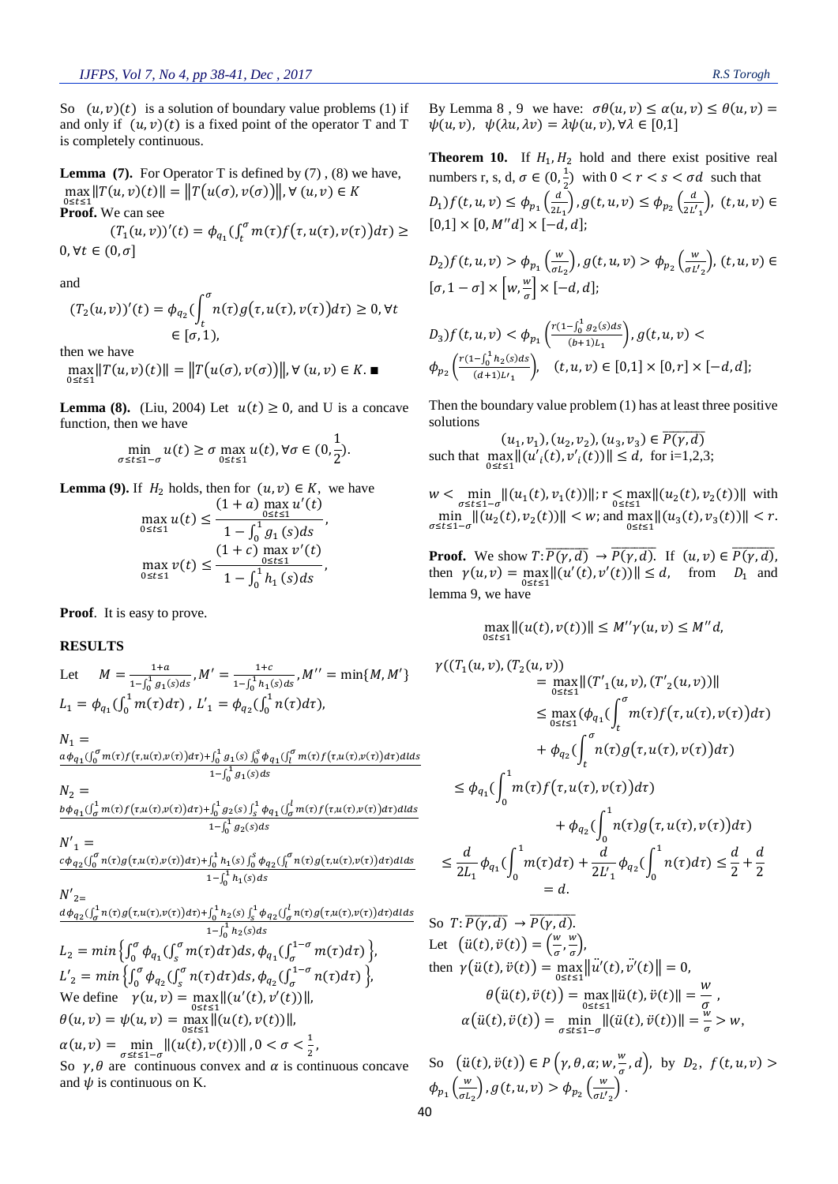So $(u,v)(t)$ is a solution of boundary value problems (1) if and only if $(u,v)(t)$ is a fixed point of the operator T and T is completely continuous.

**Lemma (7).** For Operator T is defined by (7) , (8) we have, $\max_{0\le t\le 1}\|T(u,v)(t)\| = \|T(u(\sigma),v(\sigma))\|, \forall\,(u,v)\in K$

**Proof.** We can see

$$(T_1(u,v))'(t) = \phi_{q_1}(\int_t^\sigma m(\tau)f(\tau,u(\tau),v(\tau))d\tau) \ge 0, \forall t\in(0,\sigma]$$

and

$$(T_2(u,v))'(t) = \phi_{q_2}(\int_t^\sigma n(\tau)g(\tau,u(\tau),v(\tau))d\tau) \ge 0, \forall t \in [\sigma,1),$$

then we have

$\max_{0\le t\le 1}\|T(u,v)(t)\| = \|T(u(\sigma),v(\sigma))\|, \forall\,(u,v)\in K.$ ■

**Lemma (8).** (Liu, 2004) Let $u(t)\ge 0$, and U is a concave function, then we have

$$\min_{\sigma\le t\le 1-\sigma} u(t) \ge \sigma \max_{0\le t\le 1} u(t), \forall\sigma\in(0,\frac{1}{2}).$$

**Lemma (9).** If $H_2$ holds, then for $(u,v)\in K$, we have

$$\max_{0\le t\le 1} u(t) \le \frac{(1+a)\max_{0\le t\le 1} u'(t)}{1-\int_0^1 g_1(s)ds},$$

$$\max_{0\le t\le 1} v(t) \le \frac{(1+c)\max_{0\le t\le 1} v'(t)}{1-\int_0^1 h_1(s)ds},$$

**Proof**. It is easy to prove.

## RESULTS

Let $M = \frac{1+a}{1-\int_0^1 g_1(s)ds}, M' = \frac{1+c}{1-\int_0^1 h_1(s)ds}, M'' = \min\{M,M'\}$

$L_1 = \phi_{q_1}(\int_0^1 m(\tau)d\tau)$ , $L'_1 = \phi_{q_2}(\int_0^1 n(\tau)d\tau)$,

$$N_1 = \frac{a\phi_{q_1}(\int_0^\sigma m(\tau)f(\tau,u(\tau),v(\tau))d\tau)+\int_0^1 g_1(s)\int_0^s \phi_{q_1}(\int_l^\sigma m(\tau)f(\tau,u(\tau),v(\tau))d\tau)dlds}{1-\int_0^1 g_1(s)ds}$$

$$N_2 = \frac{b\phi_{q_1}(\int_\sigma^1 m(\tau)f(\tau,u(\tau),v(\tau))d\tau)+\int_0^1 g_2(s)\int_s^1 \phi_{q_1}(\int_\sigma^l m(\tau)f(\tau,u(\tau),v(\tau))d\tau)dlds}{1-\int_0^1 g_2(s)ds}$$

$$N'_1 = \frac{c\phi_{q_2}(\int_0^\sigma n(\tau)g(\tau,u(\tau),v(\tau))d\tau)+\int_0^1 h_1(s)\int_0^s \phi_{q_2}(\int_l^\sigma n(\tau)g(\tau,u(\tau),v(\tau))d\tau)dlds}{1-\int_0^1 h_1(s)ds}$$

$$N'_2 = \frac{d\phi_{q_2}(\int_\sigma^1 n(\tau)g(\tau,u(\tau),v(\tau))d\tau)+\int_0^1 h_2(s)\int_s^1 \phi_{q_2}(\int_\sigma^l n(\tau)g(\tau,u(\tau),v(\tau))d\tau)dlds}{1-\int_0^1 h_2(s)ds}$$

$L_2 = \min\left\{\int_0^\sigma \phi_{q_1}(\int_s^\sigma m(\tau)d\tau)ds, \phi_{q_1}(\int_\sigma^{1-\sigma} m(\tau)d\tau)\right\}$,

$L'_2 = \min\left\{\int_0^\sigma \phi_{q_2}(\int_s^\sigma n(\tau)d\tau)ds, \phi_{q_2}(\int_\sigma^{1-\sigma} n(\tau)d\tau)\right\}$,

We define $\gamma(u,v) = \max_{0\le t\le 1}\|(u'(t),v'(t))\|$,

$\theta(u,v) = \psi(u,v) = \max_{0\le t\le 1}\|(u(t),v(t))\|$,

$\alpha(u,v) = \min_{\sigma\le t\le 1-\sigma}\|(u(t),v(t))\|, 0<\sigma<\frac{1}{2}$,

So $\gamma,\theta$ are continuous convex and $\alpha$ is continuous concave and $\psi$ is continuous on K.

By Lemma 8 , 9 we have: $\sigma\theta(u,v)\le\alpha(u,v)\le\theta(u,v) = \psi(u,v)$, $\psi(\lambda u,\lambda v) = \lambda\psi(u,v), \forall\lambda\in[0,1]$

**Theorem 10.** If $H_1, H_2$ hold and there exist positive real numbers r, s, d, $\sigma\in(0,\frac{1}{2})$ with $0<r<s<\sigma d$ such that

$D_1) f(t,u,v) \le \phi_{p_1}\left(\frac{d}{2L_1}\right), g(t,u,v) \le \phi_{p_2}\left(\frac{d}{2L'_1}\right)$, $(t,u,v)\in[0,1]\times[0,M''d]\times[-d,d]$;

$D_2) f(t,u,v) > \phi_{p_1}\left(\frac{w}{\sigma L_2}\right), g(t,u,v) > \phi_{p_2}\left(\frac{w}{\sigma L'_2}\right)$, $(t,u,v)\in[\sigma,1-\sigma]\times\left[w,\frac{w}{\sigma}\right]\times[-d,d]$;

$D_3) f(t,u,v) < \phi_{p_1}\left(\frac{r(1-\int_0^1 g_2(s)ds}{(b+1)L_1}\right), g(t,u,v) < \phi_{p_2}\left(\frac{r(1-\int_0^1 h_2(s)ds}{(d+1)L'_1}\right)$, $(t,u,v)\in[0,1]\times[0,r]\times[-d,d]$;

Then the boundary value problem (1) has at least three positive solutions

$$(u_1,v_1),(u_2,v_2),(u_3,v_3)\in\overline{P(\gamma,d)}$$

such that $\max_{0\le t\le 1}\|(u'_i(t),v'_i(t))\|\le d$, for i=1,2,3;

$w<\min_{\sigma\le t\le 1-\sigma}\|(u_1(t),v_1(t))\|$; $r<\max_{0\le t\le 1}\|(u_2(t),v_2(t))\|$ with $\min_{\sigma\le t\le 1-\sigma}\|(u_2(t),v_2(t))\|<w$; and $\max_{0\le t\le 1}\|(u_3(t),v_3(t))\|<r$.

**Proof.** We show $T:\overline{P(\gamma,d)}\to\overline{P(\gamma,d)}$. If $(u,v)\in\overline{P(\gamma,d)}$, then $\gamma(u,v) = \max_{0\le t\le 1}\|(u'(t),v'(t))\|\le d$, from $D_1$ and lemma 9, we have

$$\max_{0\le t\le 1}\|(u(t),v(t))\|\le M''\gamma(u,v)\le M''d,$$

$$\begin{aligned}
\gamma((T_1(u,v),(T_2(u,v)) &= \max_{0\le t\le 1}\|(T'_1(u,v),(T'_2(u,v))\| \\
&\le \max_{0\le t\le 1}(\phi_{q_1}(\int_t^\sigma m(\tau)f(\tau,u(\tau),v(\tau))d\tau) \\
&\quad + \phi_{q_2}(\int_t^\sigma n(\tau)g(\tau,u(\tau),v(\tau))d\tau) \\
&\le \phi_{q_1}(\int_0^1 m(\tau)f(\tau,u(\tau),v(\tau))d\tau) \\
&\quad + \phi_{q_2}(\int_0^1 n(\tau)g(\tau,u(\tau),v(\tau))d\tau) \\
&\le \frac{d}{2L_1}\phi_{q_1}(\int_0^1 m(\tau)d\tau) + \frac{d}{2L'_1}\phi_{q_2}(\int_0^1 n(\tau)d\tau) \le \frac{d}{2}+\frac{d}{2} \\
&= d.
\end{aligned}$$

So $T:\overline{P(\gamma,d)}\to\overline{P(\gamma,d)}$.

Let $(\ddot{u}(t),\ddot{v}(t)) = \left(\frac{w}{\sigma},\frac{w}{\sigma}\right)$,

then $\gamma(\ddot{u}(t),\ddot{v}(t)) = \max_{0\le t\le 1}\|\ddot{u}'(t),\ddot{v}'(t)\| = 0$,

$$\theta(\ddot{u}(t),\ddot{v}(t)) = \max_{0\le t\le 1}\|\ddot{u}(t),\ddot{v}(t)\| = \frac{w}{\sigma},$$

$$\alpha(\ddot{u}(t),\ddot{v}(t)) = \min_{\sigma\le t\le 1-\sigma}\|(\ddot{u}(t),\ddot{v}(t))\| = \frac{w}{\sigma} > w,$$

So $(\ddot{u}(t),\ddot{v}(t))\in P\left(\gamma,\theta,\alpha;w,\frac{w}{\sigma},d\right)$, by $D_2$, $f(t,u,v) > \phi_{p_1}\left(\frac{w}{\sigma L_2}\right), g(t,u,v) > \phi_{p_2}\left(\frac{w}{\sigma L'_2}\right)$.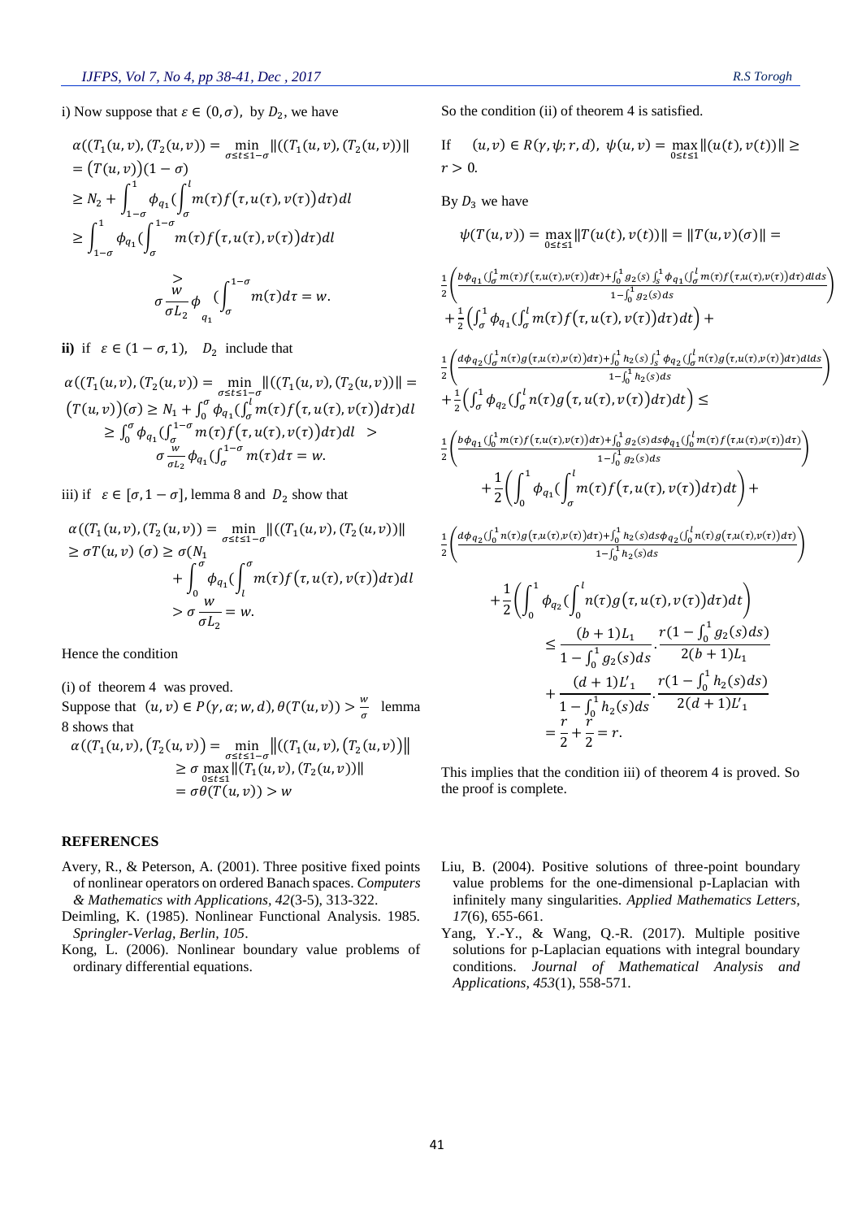i) Now suppose that $\varepsilon \in (0, \sigma)$, by $D_2$, we have

$$\alpha((T_1(u,v),(T_2(u,v)) = \min_{\sigma \le t \le 1-\sigma} \|((T_1(u,v),(T_2(u,v))\|$$
$$= (T(u,v))(1-\sigma)$$
$$\ge N_2 + \int_{1-\sigma}^{1} \phi_{q_1}(\int_{\sigma}^{l} m(\tau) f(\tau, u(\tau), v(\tau)) d\tau) dl$$
$$\ge \int_{1-\sigma}^{1} \phi_{q_1}(\int_{\sigma}^{1-\sigma} m(\tau) f(\tau, u(\tau), v(\tau)) d\tau) dl$$
$$> \sigma \frac{w}{\sigma L_2} \phi_{q_1}(\int_{\sigma}^{1-\sigma} m(\tau) d\tau = w.$$

**ii)** if $\varepsilon \in (1-\sigma, 1)$, $D_2$ include that

$$\alpha((T_1(u,v),(T_2(u,v)) = \min_{\sigma \le t \le 1-\sigma} \|((T_1(u,v),(T_2(u,v))\| =$$
$$(T(u,v))(\sigma) \ge N_1 + \int_0^{\sigma} \phi_{q_1}(\int_{\sigma}^{l} m(\tau) f(\tau, u(\tau), v(\tau)) d\tau) dl$$
$$\ge \int_0^{\sigma} \phi_{q_1}(\int_{\sigma}^{1-\sigma} m(\tau) f(\tau, u(\tau), v(\tau)) d\tau) dl >$$
$$\sigma \frac{w}{\sigma L_2} \phi_{q_1}(\int_{\sigma}^{1-\sigma} m(\tau) d\tau = w.$$

iii) if $\varepsilon \in [\sigma, 1-\sigma]$, lemma 8 and $D_2$ show that

$$\alpha((T_1(u,v),(T_2(u,v)) = \min_{\sigma \le t \le 1-\sigma} \|((T_1(u,v),(T_2(u,v))\|$$
$$\ge \sigma T(u,v)(\sigma) \ge \sigma(N_1 + \int_0^{\sigma} \phi_{q_1}(\int_{l}^{\sigma} m(\tau) f(\tau, u(\tau), v(\tau)) d\tau) dl$$
$$> \sigma \frac{w}{\sigma L_2} = w.$$

Hence the condition

(i) of theorem 4 was proved.

Suppose that $(u,v) \in P(\gamma, \alpha; w, d), \theta(T(u,v)) > \frac{w}{\sigma}$ lemma 8 shows that

$$\alpha((T_1(u,v),(T_2(u,v)) = \min_{\sigma \le t \le 1-\sigma} \|((T_1(u,v),(T_2(u,v))\|$$
$$\ge \sigma \max_{0 \le t \le 1} \|(T_1(u,v),(T_2(u,v))\|$$
$$= \sigma\theta(T(u,v)) > w$$

So the condition (ii) of theorem 4 is satisfied.

If $(u,v) \in R(\gamma, \psi; r, d)$, $\psi(u,v) = \max_{0 \le t \le 1} \|(u(t), v(t))\| \ge r > 0.$

By $D_3$ we have

$$\psi(T(u,v)) = \max_{0 \le t \le 1} \|T(u(t), v(t))\| = \|T(u,v)(\sigma)\| =$$

$$\frac{1}{2}\left(\frac{b\phi_{q_1}(\int_{\sigma}^{1} m(\tau) f(\tau,u(\tau),v(\tau)) d\tau) + \int_0^1 g_2(s) \int_s^1 \phi_{q_1}(\int_{\sigma}^{l} m(\tau) f(\tau,u(\tau),v(\tau)) d\tau) dl ds}{1 - \int_0^1 g_2(s) ds}\right)$$
$$+ \frac{1}{2}\left(\int_{\sigma}^{1} \phi_{q_1}(\int_{\sigma}^{l} m(\tau) f(\tau, u(\tau), v(\tau)) d\tau) dt\right) +$$
$$\frac{1}{2}\left(\frac{d\phi_{q_2}(\int_{\sigma}^{1} n(\tau) g(\tau,u(\tau),v(\tau)) d\tau) + \int_0^1 h_2(s) \int_s^1 \phi_{q_2}(\int_{\sigma}^{l} n(\tau) g(\tau,u(\tau),v(\tau)) d\tau) dl ds}{1 - \int_0^1 h_2(s) ds}\right)$$
$$+ \frac{1}{2}\left(\int_{\sigma}^{1} \phi_{q_2}(\int_{\sigma}^{l} n(\tau) g(\tau, u(\tau), v(\tau)) d\tau) dt\right) \le$$
$$\frac{1}{2}\left(\frac{b\phi_{q_1}(\int_0^1 m(\tau) f(\tau,u(\tau),v(\tau)) d\tau) + \int_0^1 g_2(s) ds \phi_{q_1}(\int_0^{l} m(\tau) f(\tau,u(\tau),v(\tau)) d\tau)}{1 - \int_0^1 g_2(s) ds}\right)$$
$$+ \frac{1}{2}\left(\int_0^1 \phi_{q_1}(\int_{\sigma}^{l} m(\tau) f(\tau, u(\tau), v(\tau)) d\tau) dt\right) +$$
$$\frac{1}{2}\left(\frac{d\phi_{q_2}(\int_0^1 n(\tau) g(\tau,u(\tau),v(\tau)) d\tau) + \int_0^1 h_2(s) ds \phi_{q_2}(\int_0^{l} n(\tau) g(\tau,u(\tau),v(\tau)) d\tau)}{1 - \int_0^1 h_2(s) ds}\right)$$
$$+ \frac{1}{2}\left(\int_0^1 \phi_{q_2}(\int_0^{l} n(\tau) g(\tau, u(\tau), v(\tau)) d\tau) dt\right)$$
$$\le \frac{(b+1)L_1}{1 - \int_0^1 g_2(s) ds} \cdot \frac{r(1 - \int_0^1 g_2(s) ds)}{2(b+1)L_1}$$
$$+ \frac{(d+1)L'_1}{1 - \int_0^1 h_2(s) ds} \cdot \frac{r(1 - \int_0^1 h_2(s) ds)}{2(d+1)L'_1}$$
$$= \frac{r}{2} + \frac{r}{2} = r.$$

This implies that the condition iii) of theorem 4 is proved. So the proof is complete.

## REFERENCES

Avery, R., & Peterson, A. (2001). Three positive fixed points of nonlinear operators on ordered Banach spaces. *Computers & Mathematics with Applications, 42*(3-5), 313-322.

Deimling, K. (1985). Nonlinear Functional Analysis. 1985. *Springler-Verlag, Berlin, 105*.

Kong, L. (2006). Nonlinear boundary value problems of ordinary differential equations.

Liu, B. (2004). Positive solutions of three-point boundary value problems for the one-dimensional p-Laplacian with infinitely many singularities. *Applied Mathematics Letters, 17*(6), 655-661.

Yang, Y.-Y., & Wang, Q.-R. (2017). Multiple positive solutions for p-Laplacian equations with integral boundary conditions. *Journal of Mathematical Analysis and Applications, 453*(1), 558-571.